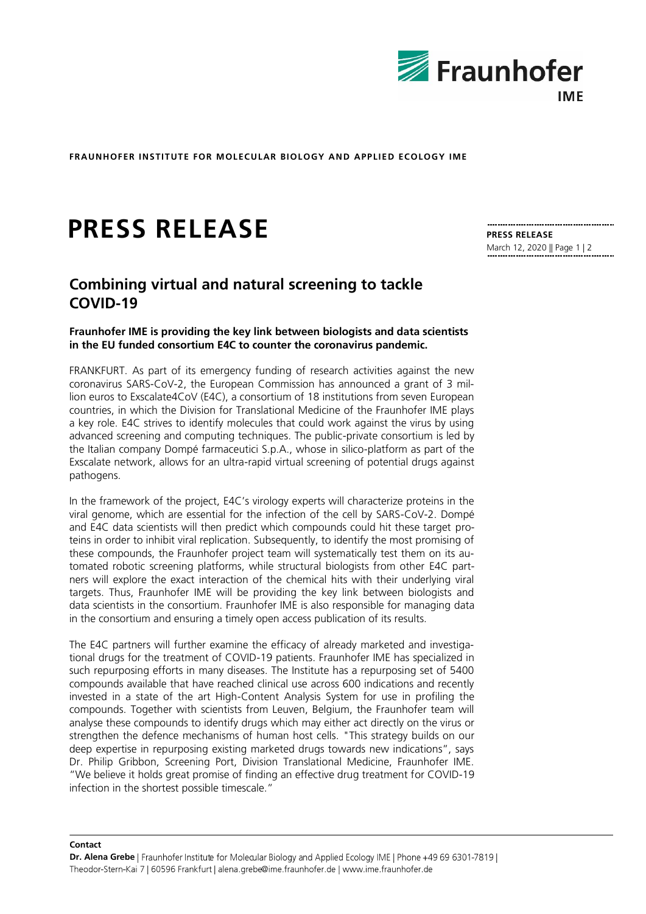**FRAUNHOFER INSTITUTE FOR MOLECULAR BIOLOGY AND APPLIED ECOLOGY IME**

# PRESS RELEASE

**PRESS RELEASE**
March 12, 2020

## Combining virtual and natural screening to tackle COVID-19

**Fraunhofer IME is providing the key link between biologists and data scientists in the EU funded consortium E4C to counter the coronavirus pandemic.**

FRANKFURT. As part of its emergency funding of research activities against the new coronavirus SARS-CoV-2, the European Commission has announced a grant of 3 million euros to Exscalate4CoV (E4C), a consortium of 18 institutions from seven European countries, in which the Division for Translational Medicine of the Fraunhofer IME plays a key role. E4C strives to identify molecules that could work against the virus by using advanced screening and computing techniques. The public-private consortium is led by the Italian company Dompé farmaceutici S.p.A., whose in silico-platform as part of the Exscalate network, allows for an ultra-rapid virtual screening of potential drugs against pathogens.

In the framework of the project, E4C's virology experts will characterize proteins in the viral genome, which are essential for the infection of the cell by SARS-CoV-2. Dompé and E4C data scientists will then predict which compounds could hit these target proteins in order to inhibit viral replication. Subsequently, to identify the most promising of these compounds, the Fraunhofer project team will systematically test them on its automated robotic screening platforms, while structural biologists from other E4C partners will explore the exact interaction of the chemical hits with their underlying viral targets. Thus, Fraunhofer IME will be providing the key link between biologists and data scientists in the consortium. Fraunhofer IME is also responsible for managing data in the consortium and ensuring a timely open access publication of its results.

The E4C partners will further examine the efficacy of already marketed and investigational drugs for the treatment of COVID-19 patients. Fraunhofer IME has specialized in such repurposing efforts in many diseases. The Institute has a repurposing set of 5400 compounds available that have reached clinical use across 600 indications and recently invested in a state of the art High-Content Analysis System for use in profiling the compounds. Together with scientists from Leuven, Belgium, the Fraunhofer team will analyse these compounds to identify drugs which may either act directly on the virus or strengthen the defence mechanisms of human host cells. "This strategy builds on our deep expertise in repurposing existing marketed drugs towards new indications", says Dr. Philip Gribbon, Screening Port, Division Translational Medicine, Fraunhofer IME. "We believe it holds great promise of finding an effective drug treatment for COVID-19 infection in the shortest possible timescale."

**Contact**
**Dr. Alena Grebe** | Fraunhofer Institute for Molecular Biology and Applied Ecology IME | Phone +49 69 6301-7819 | Theodor-Stern-Kai 7 | 60596 Frankfurt | alena.grebe@ime.fraunhofer.de | www.ime.fraunhofer.de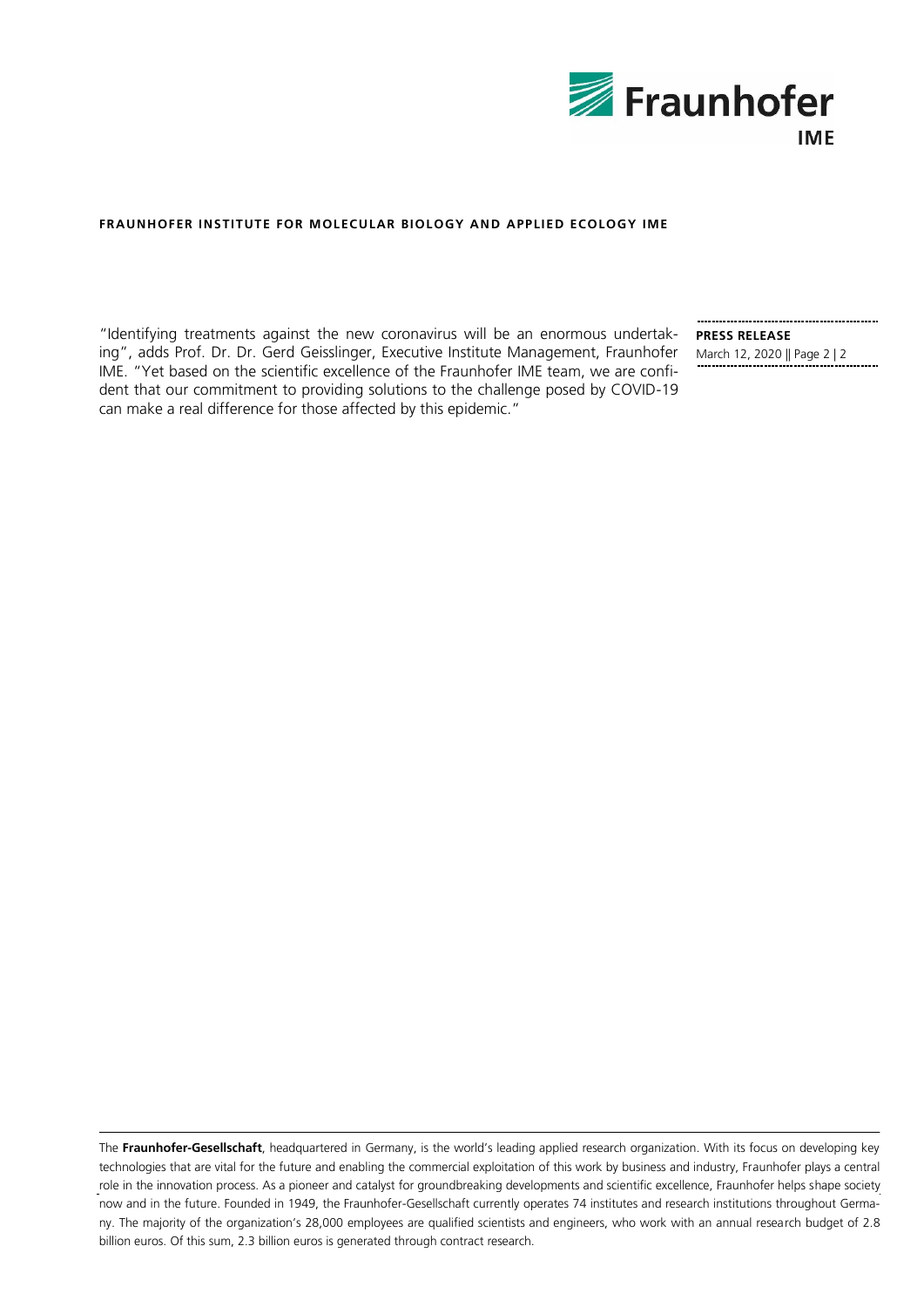**FRAUNHOFER INSTITUTE FOR MOLECULAR BIOLOGY AND APPLIED ECOLOGY IME**

"Identifying treatments against the new coronavirus will be an enormous undertaking", adds Prof. Dr. Dr. Gerd Geisslinger, Executive Institute Management, Fraunhofer IME. "Yet based on the scientific excellence of the Fraunhofer IME team, we are confident that our commitment to providing solutions to the challenge posed by COVID-19 can make a real difference for those affected by this epidemic."

The **Fraunhofer-Gesellschaft**, headquartered in Germany, is the world's leading applied research organization. With its focus on developing key technologies that are vital for the future and enabling the commercial exploitation of this work by business and industry, Fraunhofer plays a central role in the innovation process. As a pioneer and catalyst for groundbreaking developments and scientific excellence, Fraunhofer helps shape society now and in the future. Founded in 1949, the Fraunhofer-Gesellschaft currently operates 74 institutes and research institutions throughout Germany. The majority of the organization's 28,000 employees are qualified scientists and engineers, who work with an annual research budget of 2.8 billion euros. Of this sum, 2.3 billion euros is generated through contract research.